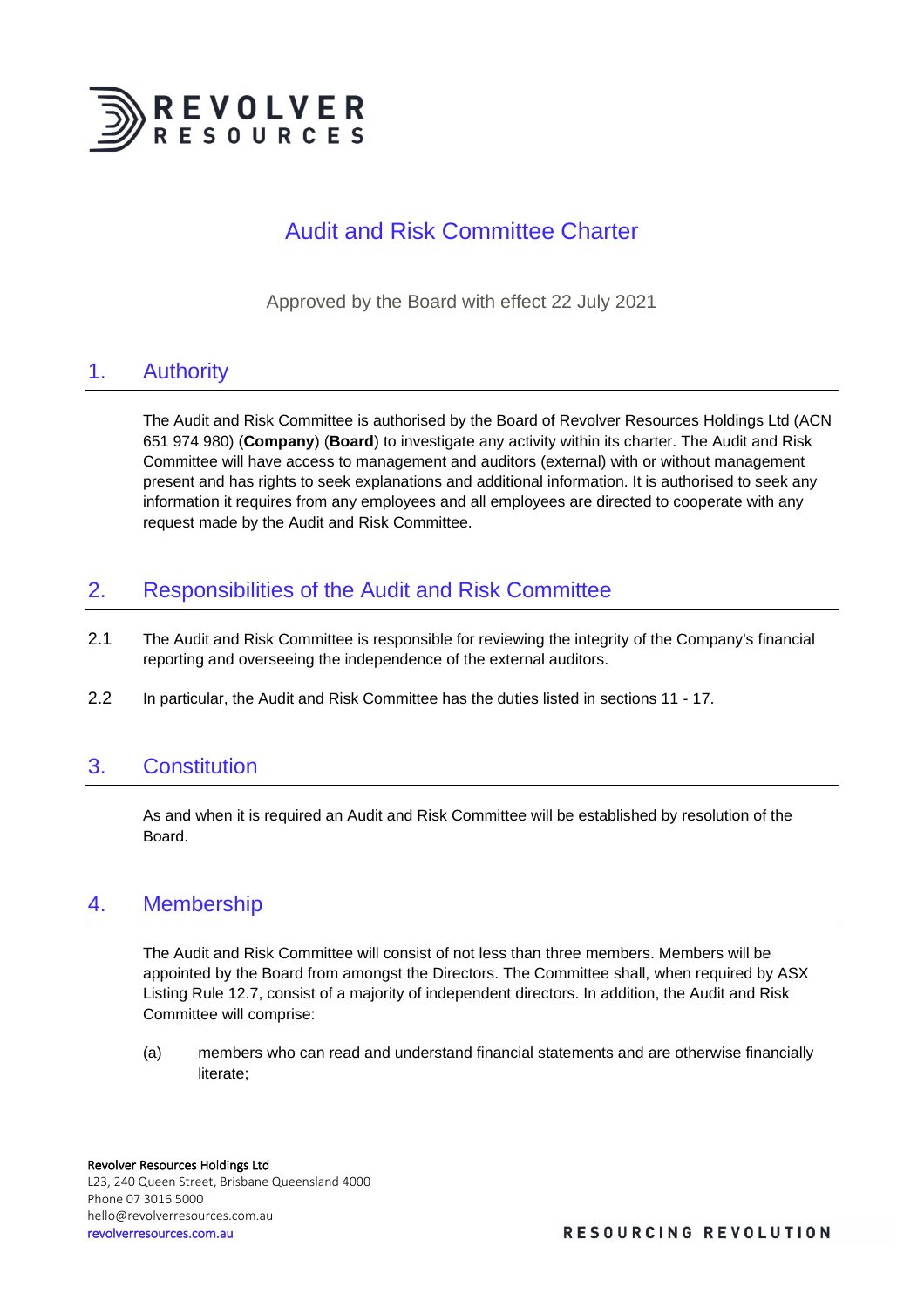# Audit and Risk Committee Charter

Approved by the Board with effect 22 July 2021

## 1. Authority

The Audit and Risk Committee is authorised by the Board of Revolver Resources Holdings Ltd (ACN 651 974 980) (**Company**) (**Board**) to investigate any activity within its charter. The Audit and Risk Committee will have access to management and auditors (external) with or without management present and has rights to seek explanations and additional information. It is authorised to seek any information it requires from any employees and all employees are directed to cooperate with any request made by the Audit and Risk Committee.

## 2. Responsibilities of the Audit and Risk Committee

2.1 The Audit and Risk Committee is responsible for reviewing the integrity of the Company's financial reporting and overseeing the independence of the external auditors.

2.2 In particular, the Audit and Risk Committee has the duties listed in sections 11 - 17.

## 3. Constitution

As and when it is required an Audit and Risk Committee will be established by resolution of the Board.

## 4. Membership

The Audit and Risk Committee will consist of not less than three members. Members will be appointed by the Board from amongst the Directors. The Committee shall, when required by ASX Listing Rule 12.7, consist of a majority of independent directors. In addition, the Audit and Risk Committee will comprise:

(a) members who can read and understand financial statements and are otherwise financially literate;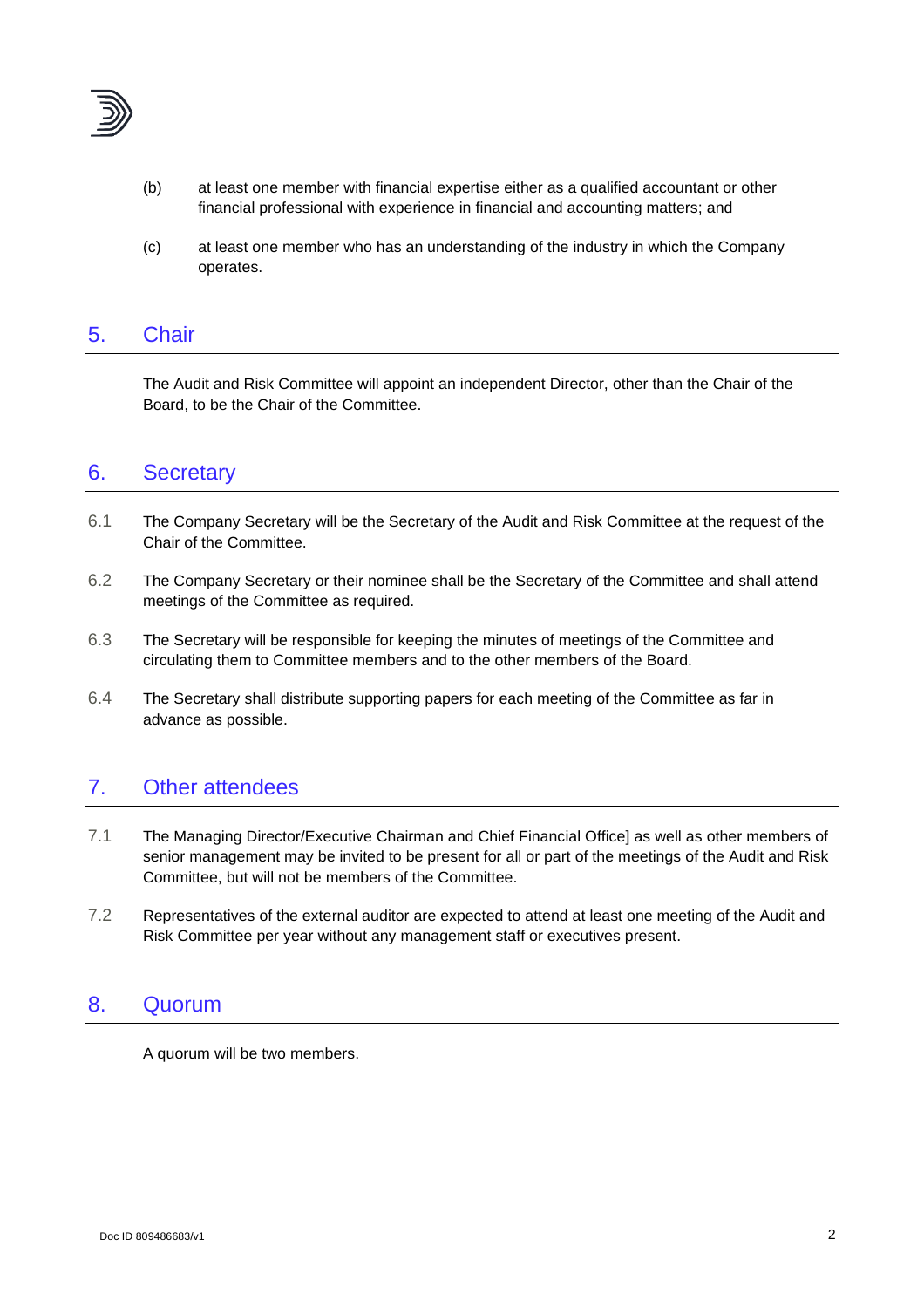(b) at least one member with financial expertise either as a qualified accountant or other financial professional with experience in financial and accounting matters; and

(c) at least one member who has an understanding of the industry in which the Company operates.

## 5. Chair

The Audit and Risk Committee will appoint an independent Director, other than the Chair of the Board, to be the Chair of the Committee.

## 6. Secretary

6.1 The Company Secretary will be the Secretary of the Audit and Risk Committee at the request of the Chair of the Committee.

6.2 The Company Secretary or their nominee shall be the Secretary of the Committee and shall attend meetings of the Committee as required.

6.3 The Secretary will be responsible for keeping the minutes of meetings of the Committee and circulating them to Committee members and to the other members of the Board.

6.4 The Secretary shall distribute supporting papers for each meeting of the Committee as far in advance as possible.

## 7. Other attendees

7.1 The Managing Director/Executive Chairman and Chief Financial Office] as well as other members of senior management may be invited to be present for all or part of the meetings of the Audit and Risk Committee, but will not be members of the Committee.

7.2 Representatives of the external auditor are expected to attend at least one meeting of the Audit and Risk Committee per year without any management staff or executives present.

## 8. Quorum

A quorum will be two members.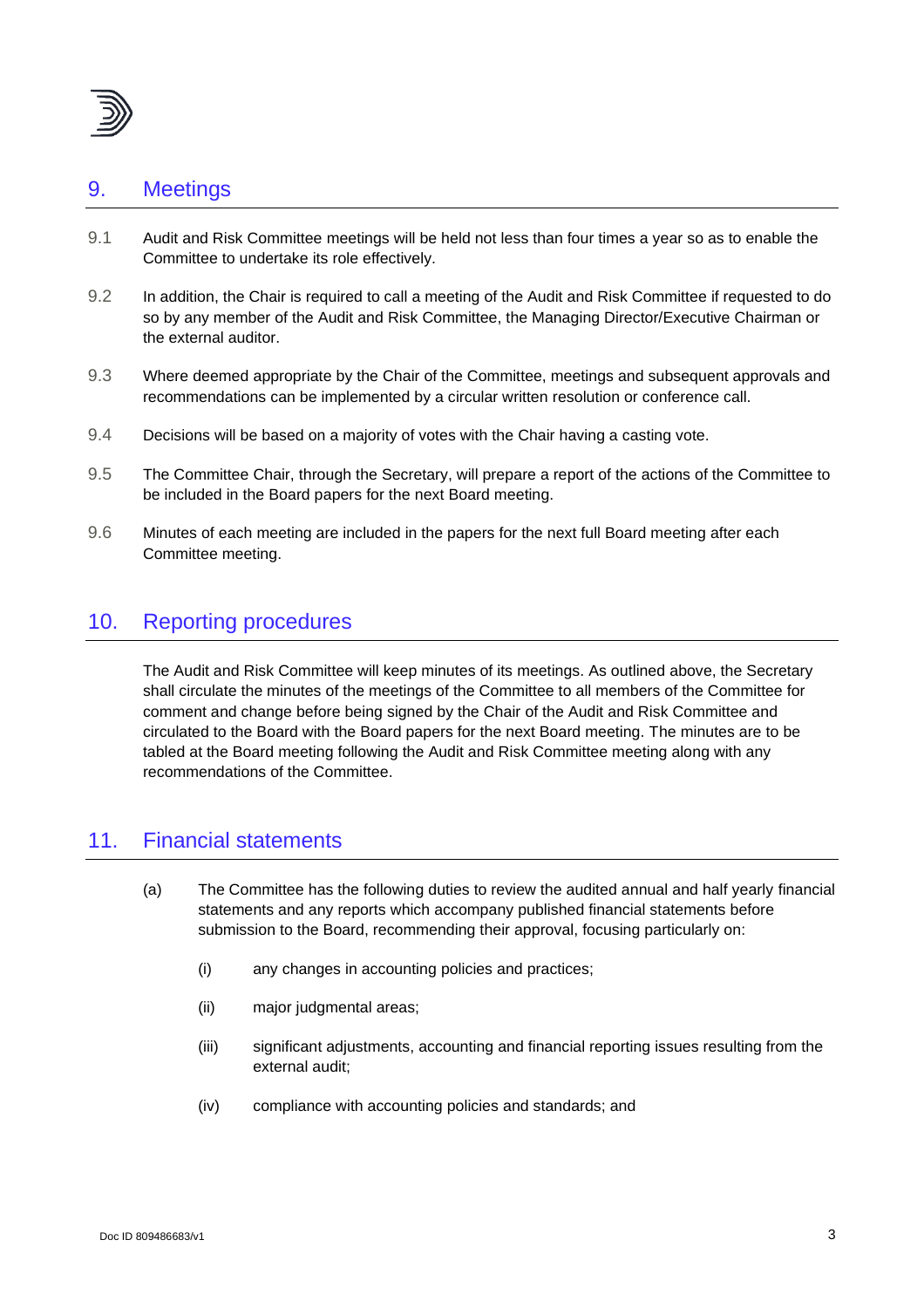## 9. Meetings

9.1 Audit and Risk Committee meetings will be held not less than four times a year so as to enable the Committee to undertake its role effectively.

9.2 In addition, the Chair is required to call a meeting of the Audit and Risk Committee if requested to do so by any member of the Audit and Risk Committee, the Managing Director/Executive Chairman or the external auditor.

9.3 Where deemed appropriate by the Chair of the Committee, meetings and subsequent approvals and recommendations can be implemented by a circular written resolution or conference call.

9.4 Decisions will be based on a majority of votes with the Chair having a casting vote.

9.5 The Committee Chair, through the Secretary, will prepare a report of the actions of the Committee to be included in the Board papers for the next Board meeting.

9.6 Minutes of each meeting are included in the papers for the next full Board meeting after each Committee meeting.

## 10. Reporting procedures

The Audit and Risk Committee will keep minutes of its meetings. As outlined above, the Secretary shall circulate the minutes of the meetings of the Committee to all members of the Committee for comment and change before being signed by the Chair of the Audit and Risk Committee and circulated to the Board with the Board papers for the next Board meeting. The minutes are to be tabled at the Board meeting following the Audit and Risk Committee meeting along with any recommendations of the Committee.

## 11. Financial statements

(a) The Committee has the following duties to review the audited annual and half yearly financial statements and any reports which accompany published financial statements before submission to the Board, recommending their approval, focusing particularly on:

   (i) any changes in accounting policies and practices;

   (ii) major judgmental areas;

   (iii) significant adjustments, accounting and financial reporting issues resulting from the external audit;

   (iv) compliance with accounting policies and standards; and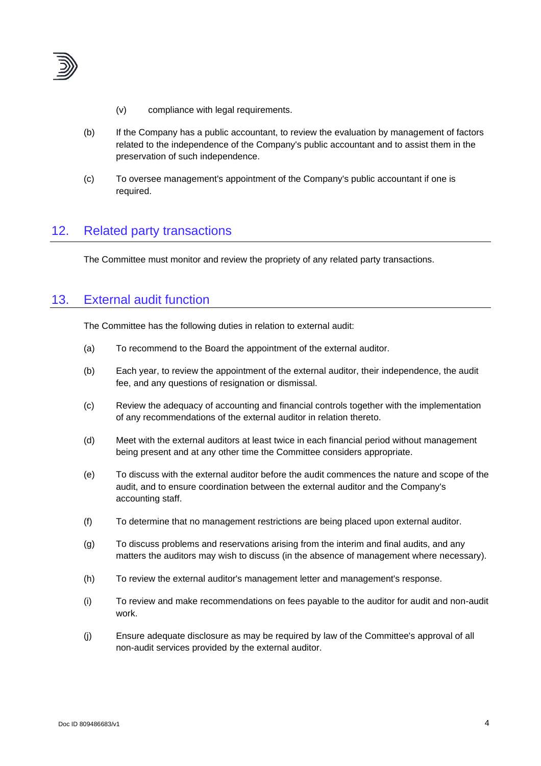(v) compliance with legal requirements.

(b) If the Company has a public accountant, to review the evaluation by management of factors related to the independence of the Company's public accountant and to assist them in the preservation of such independence.

(c) To oversee management's appointment of the Company's public accountant if one is required.

## 12. Related party transactions

The Committee must monitor and review the propriety of any related party transactions.

## 13. External audit function

The Committee has the following duties in relation to external audit:

(a) To recommend to the Board the appointment of the external auditor.

(b) Each year, to review the appointment of the external auditor, their independence, the audit fee, and any questions of resignation or dismissal.

(c) Review the adequacy of accounting and financial controls together with the implementation of any recommendations of the external auditor in relation thereto.

(d) Meet with the external auditors at least twice in each financial period without management being present and at any other time the Committee considers appropriate.

(e) To discuss with the external auditor before the audit commences the nature and scope of the audit, and to ensure coordination between the external auditor and the Company's accounting staff.

(f) To determine that no management restrictions are being placed upon external auditor.

(g) To discuss problems and reservations arising from the interim and final audits, and any matters the auditors may wish to discuss (in the absence of management where necessary).

(h) To review the external auditor's management letter and management's response.

(i) To review and make recommendations on fees payable to the auditor for audit and non-audit work.

(j) Ensure adequate disclosure as may be required by law of the Committee's approval of all non-audit services provided by the external auditor.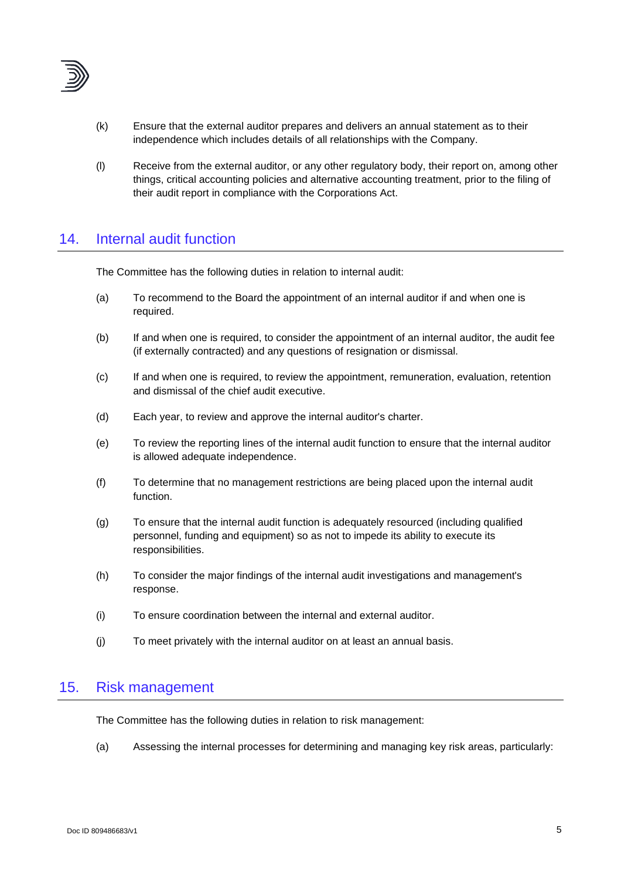(k) Ensure that the external auditor prepares and delivers an annual statement as to their independence which includes details of all relationships with the Company.

(l) Receive from the external auditor, or any other regulatory body, their report on, among other things, critical accounting policies and alternative accounting treatment, prior to the filing of their audit report in compliance with the Corporations Act.

## 14. Internal audit function

The Committee has the following duties in relation to internal audit:

(a) To recommend to the Board the appointment of an internal auditor if and when one is required.

(b) If and when one is required, to consider the appointment of an internal auditor, the audit fee (if externally contracted) and any questions of resignation or dismissal.

(c) If and when one is required, to review the appointment, remuneration, evaluation, retention and dismissal of the chief audit executive.

(d) Each year, to review and approve the internal auditor's charter.

(e) To review the reporting lines of the internal audit function to ensure that the internal auditor is allowed adequate independence.

(f) To determine that no management restrictions are being placed upon the internal audit function.

(g) To ensure that the internal audit function is adequately resourced (including qualified personnel, funding and equipment) so as not to impede its ability to execute its responsibilities.

(h) To consider the major findings of the internal audit investigations and management's response.

(i) To ensure coordination between the internal and external auditor.

(j) To meet privately with the internal auditor on at least an annual basis.

## 15. Risk management

The Committee has the following duties in relation to risk management:

(a) Assessing the internal processes for determining and managing key risk areas, particularly: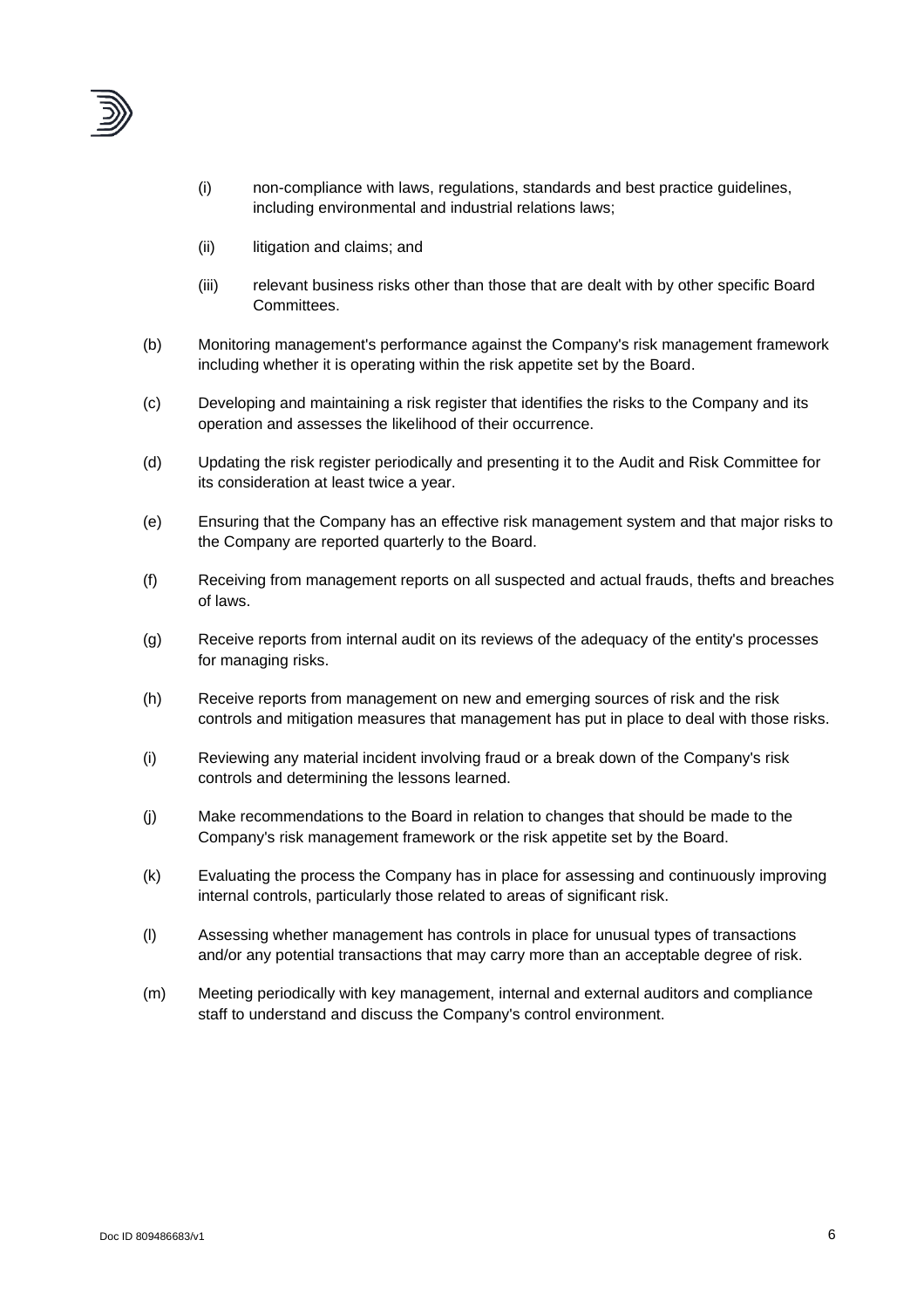(i) non-compliance with laws, regulations, standards and best practice guidelines, including environmental and industrial relations laws;

(ii) litigation and claims; and

(iii) relevant business risks other than those that are dealt with by other specific Board Committees.

(b) Monitoring management's performance against the Company's risk management framework including whether it is operating within the risk appetite set by the Board.

(c) Developing and maintaining a risk register that identifies the risks to the Company and its operation and assesses the likelihood of their occurrence.

(d) Updating the risk register periodically and presenting it to the Audit and Risk Committee for its consideration at least twice a year.

(e) Ensuring that the Company has an effective risk management system and that major risks to the Company are reported quarterly to the Board.

(f) Receiving from management reports on all suspected and actual frauds, thefts and breaches of laws.

(g) Receive reports from internal audit on its reviews of the adequacy of the entity's processes for managing risks.

(h) Receive reports from management on new and emerging sources of risk and the risk controls and mitigation measures that management has put in place to deal with those risks.

(i) Reviewing any material incident involving fraud or a break down of the Company's risk controls and determining the lessons learned.

(j) Make recommendations to the Board in relation to changes that should be made to the Company's risk management framework or the risk appetite set by the Board.

(k) Evaluating the process the Company has in place for assessing and continuously improving internal controls, particularly those related to areas of significant risk.

(l) Assessing whether management has controls in place for unusual types of transactions and/or any potential transactions that may carry more than an acceptable degree of risk.

(m) Meeting periodically with key management, internal and external auditors and compliance staff to understand and discuss the Company's control environment.

Doc ID 809486683/v1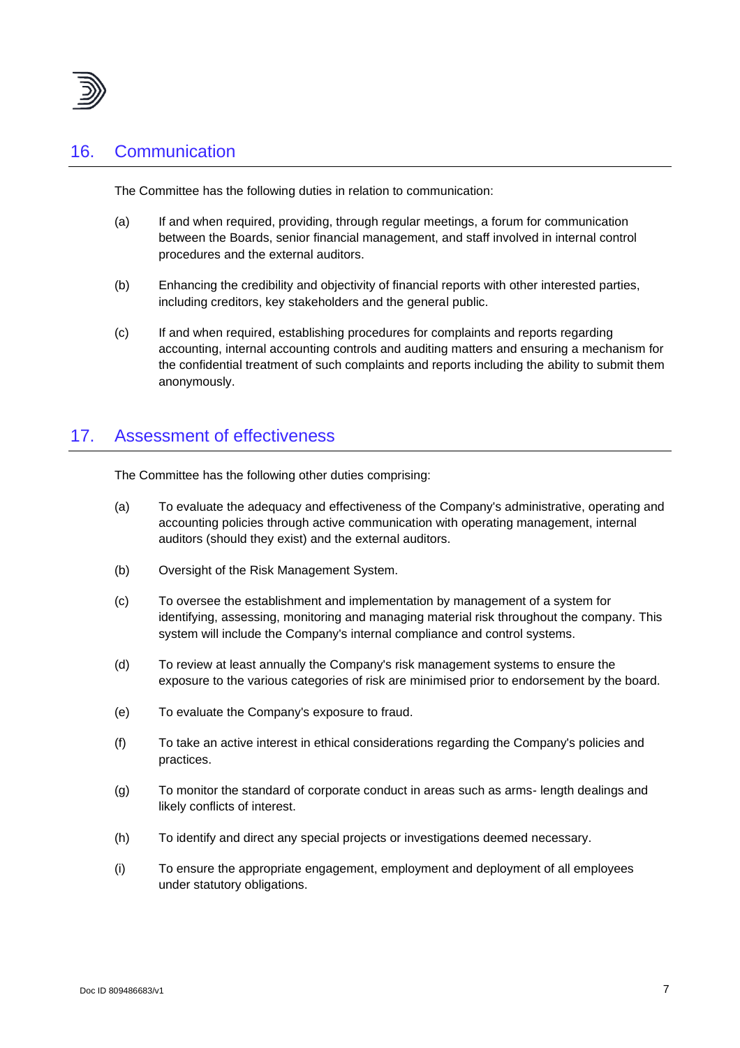## 16. Communication

The Committee has the following duties in relation to communication:

(a) If and when required, providing, through regular meetings, a forum for communication between the Boards, senior financial management, and staff involved in internal control procedures and the external auditors.

(b) Enhancing the credibility and objectivity of financial reports with other interested parties, including creditors, key stakeholders and the general public.

(c) If and when required, establishing procedures for complaints and reports regarding accounting, internal accounting controls and auditing matters and ensuring a mechanism for the confidential treatment of such complaints and reports including the ability to submit them anonymously.

## 17. Assessment of effectiveness

The Committee has the following other duties comprising:

(a) To evaluate the adequacy and effectiveness of the Company's administrative, operating and accounting policies through active communication with operating management, internal auditors (should they exist) and the external auditors.

(b) Oversight of the Risk Management System.

(c) To oversee the establishment and implementation by management of a system for identifying, assessing, monitoring and managing material risk throughout the company. This system will include the Company's internal compliance and control systems.

(d) To review at least annually the Company's risk management systems to ensure the exposure to the various categories of risk are minimised prior to endorsement by the board.

(e) To evaluate the Company's exposure to fraud.

(f) To take an active interest in ethical considerations regarding the Company's policies and practices.

(g) To monitor the standard of corporate conduct in areas such as arms- length dealings and likely conflicts of interest.

(h) To identify and direct any special projects or investigations deemed necessary.

(i) To ensure the appropriate engagement, employment and deployment of all employees under statutory obligations.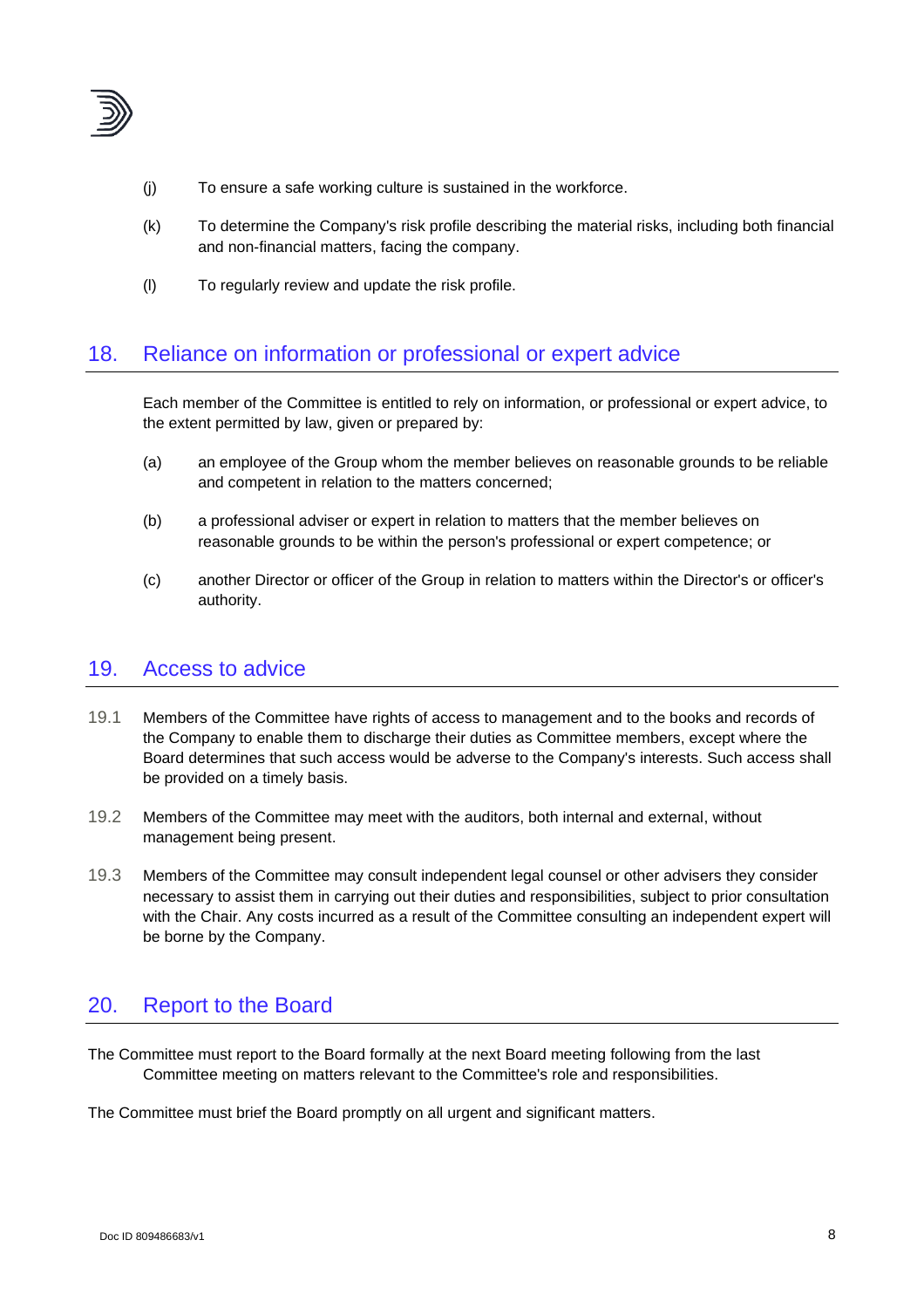(j) To ensure a safe working culture is sustained in the workforce.

(k) To determine the Company's risk profile describing the material risks, including both financial and non-financial matters, facing the company.

(l) To regularly review and update the risk profile.

## 18. Reliance on information or professional or expert advice

Each member of the Committee is entitled to rely on information, or professional or expert advice, to the extent permitted by law, given or prepared by:

(a) an employee of the Group whom the member believes on reasonable grounds to be reliable and competent in relation to the matters concerned;

(b) a professional adviser or expert in relation to matters that the member believes on reasonable grounds to be within the person's professional or expert competence; or

(c) another Director or officer of the Group in relation to matters within the Director's or officer's authority.

## 19. Access to advice

19.1 Members of the Committee have rights of access to management and to the books and records of the Company to enable them to discharge their duties as Committee members, except where the Board determines that such access would be adverse to the Company's interests. Such access shall be provided on a timely basis.

19.2 Members of the Committee may meet with the auditors, both internal and external, without management being present.

19.3 Members of the Committee may consult independent legal counsel or other advisers they consider necessary to assist them in carrying out their duties and responsibilities, subject to prior consultation with the Chair. Any costs incurred as a result of the Committee consulting an independent expert will be borne by the Company.

## 20. Report to the Board

The Committee must report to the Board formally at the next Board meeting following from the last Committee meeting on matters relevant to the Committee's role and responsibilities.

The Committee must brief the Board promptly on all urgent and significant matters.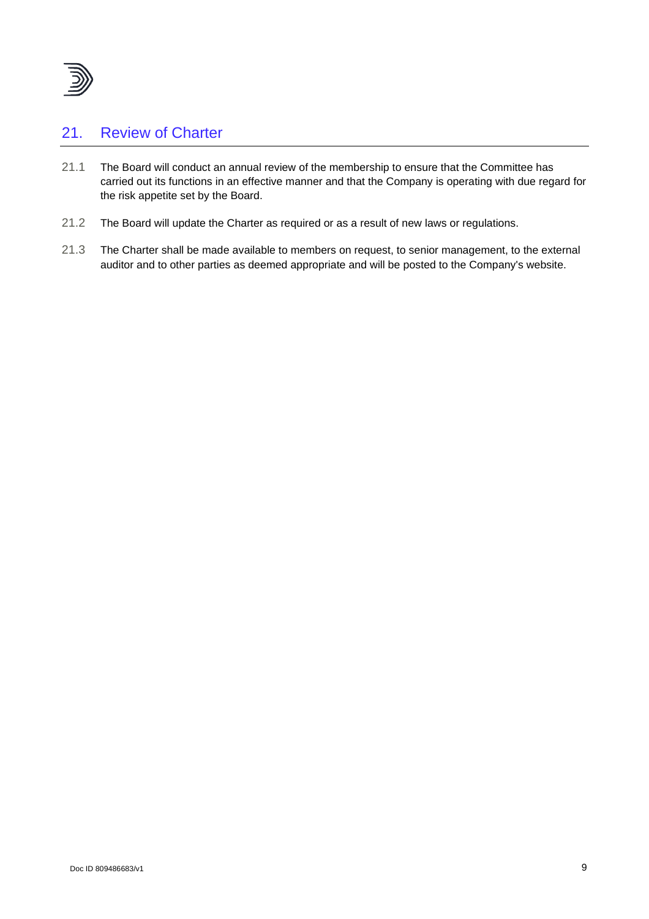## 21. Review of Charter

21.1 The Board will conduct an annual review of the membership to ensure that the Committee has carried out its functions in an effective manner and that the Company is operating with due regard for the risk appetite set by the Board.

21.2 The Board will update the Charter as required or as a result of new laws or regulations.

21.3 The Charter shall be made available to members on request, to senior management, to the external auditor and to other parties as deemed appropriate and will be posted to the Company's website.